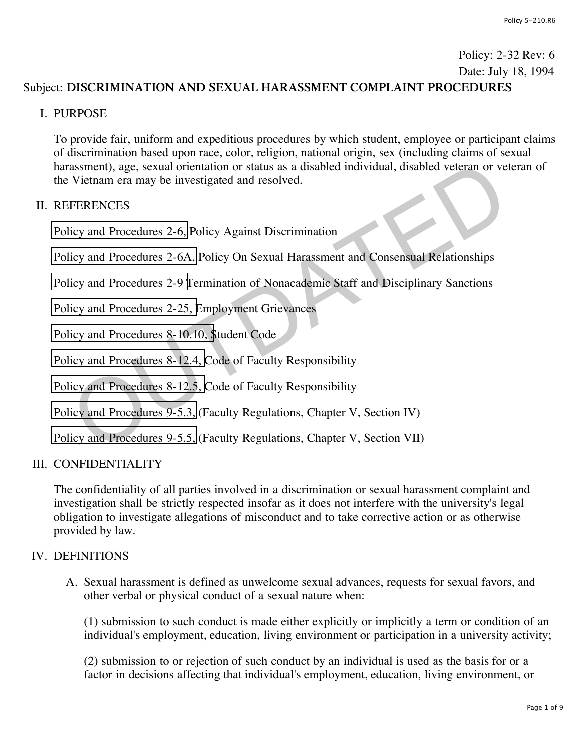Policy: 2-32 Rev: 6

Date: July 18, 1994

Subject: **DISCRIMINATION AND SEXUAL HARASSMENT COMPLAINT PROCEDURES**

I. PURPOSE

To provide fair, uniform and expeditious procedures by which student, employee or participant claims of discrimination based upon race, color, religion, national origin, sex (including claims of sexual harassment), age, sexual orientation or status as a disabled individual, disabled veteran or veteran of the Vietnam era may be investigated and resolved.

II. REFERENCES

Policy and Procedures 2-6, Policy Against Discrimination

Policy and Procedures 2-6A, Policy On Sexual Harassment and Consensual Relationships

Policy and Procedures 2-9 Termination of Nonacademic Staff and Disciplinary Sanctions

Policy and Procedures 2-25, Employment Grievances

Policy and Procedures 8-10.10, Student Code

Policy and Procedures 8-12.4, Code of Faculty Responsibility

Policy and Procedures 8-12.5, Code of Faculty Responsibility

Policy and Procedures 9-5.3, (Faculty Regulations, Chapter V, Section IV)

Policy and Procedures 9-5.5, (Faculty Regulations, Chapter V, Section VII)

III. CONFIDENTIALITY

The confidentiality of all parties involved in a discrimination or sexual harassment complaint and investigation shall be strictly respected insofar as it does not interfere with the university's legal obligation to investigate allegations of misconduct and to take corrective action or as otherwise provided by law.

IV. DEFINITIONS

A. Sexual harassment is defined as unwelcome sexual advances, requests for sexual favors, and other verbal or physical conduct of a sexual nature when:

(1) submission to such conduct is made either explicitly or implicitly a term or condition of an individual's employment, education, living environment or participation in a university activity;

(2) submission to or rejection of such conduct by an individual is used as the basis for or a factor in decisions affecting that individual's employment, education, living environment, or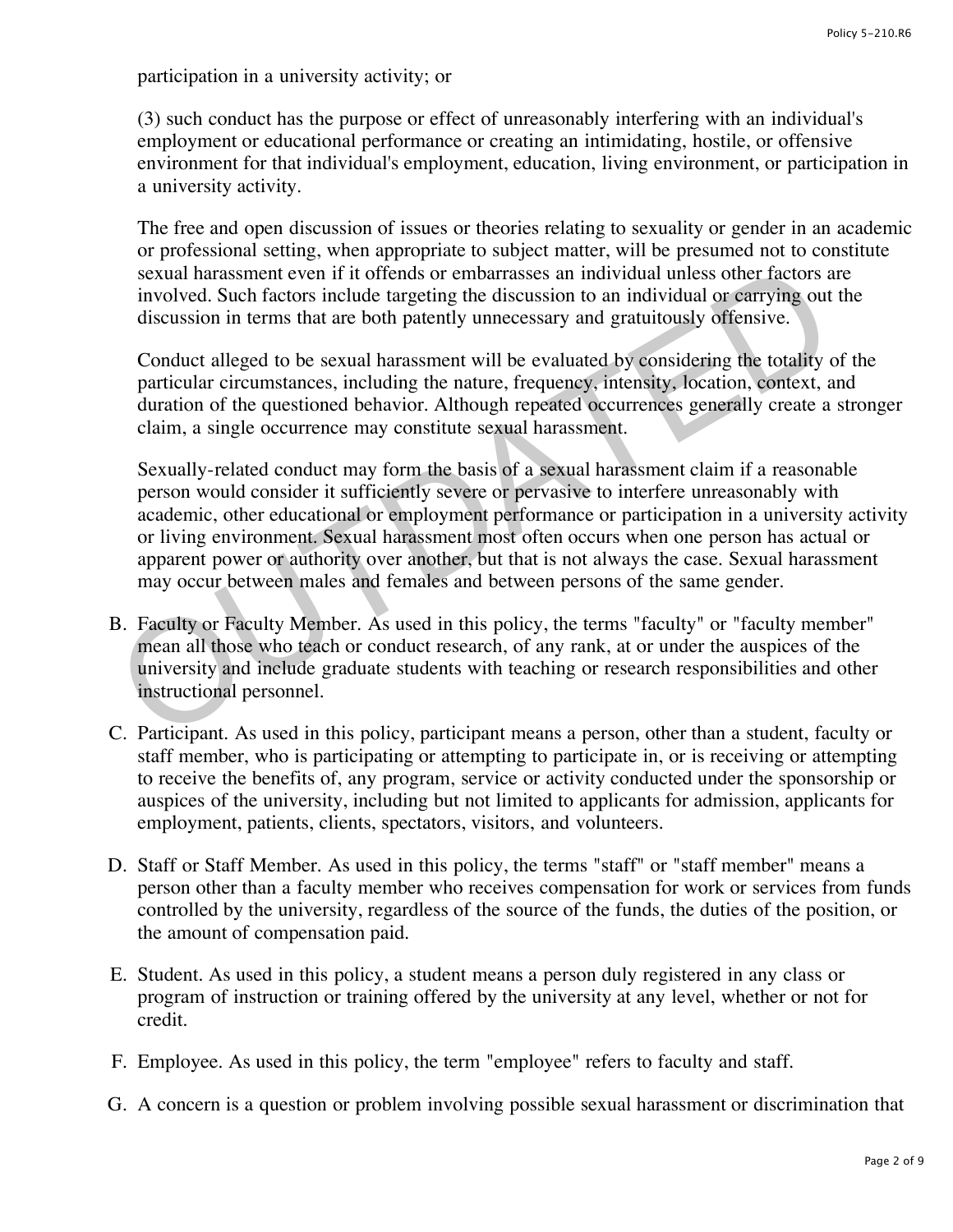participation in a university activity; or

(3) such conduct has the purpose or effect of unreasonably interfering with an individual's employment or educational performance or creating an intimidating, hostile, or offensive environment for that individual's employment, education, living environment, or participation in a university activity.

The free and open discussion of issues or theories relating to sexuality or gender in an academic or professional setting, when appropriate to subject matter, will be presumed not to constitute sexual harassment even if it offends or embarrasses an individual unless other factors are involved. Such factors include targeting the discussion to an individual or carrying out the discussion in terms that are both patently unnecessary and gratuitously offensive.

Conduct alleged to be sexual harassment will be evaluated by considering the totality of the particular circumstances, including the nature, frequency, intensity, location, context, and duration of the questioned behavior. Although repeated occurrences generally create a stronger claim, a single occurrence may constitute sexual harassment.

Sexually-related conduct may form the basis of a sexual harassment claim if a reasonable person would consider it sufficiently severe or pervasive to interfere unreasonably with academic, other educational or employment performance or participation in a university activity or living environment. Sexual harassment most often occurs when one person has actual or apparent power or authority over another, but that is not always the case. Sexual harassment may occur between males and females and between persons of the same gender.

B. Faculty or Faculty Member. As used in this policy, the terms "faculty" or "faculty member" mean all those who teach or conduct research, of any rank, at or under the auspices of the university and include graduate students with teaching or research responsibilities and other instructional personnel.

C. Participant. As used in this policy, participant means a person, other than a student, faculty or staff member, who is participating or attempting to participate in, or is receiving or attempting to receive the benefits of, any program, service or activity conducted under the sponsorship or auspices of the university, including but not limited to applicants for admission, applicants for employment, patients, clients, spectators, visitors, and volunteers.

D. Staff or Staff Member. As used in this policy, the terms "staff" or "staff member" means a person other than a faculty member who receives compensation for work or services from funds controlled by the university, regardless of the source of the funds, the duties of the position, or the amount of compensation paid.

E. Student. As used in this policy, a student means a person duly registered in any class or program of instruction or training offered by the university at any level, whether or not for credit.

F. Employee. As used in this policy, the term "employee" refers to faculty and staff.

G. A concern is a question or problem involving possible sexual harassment or discrimination that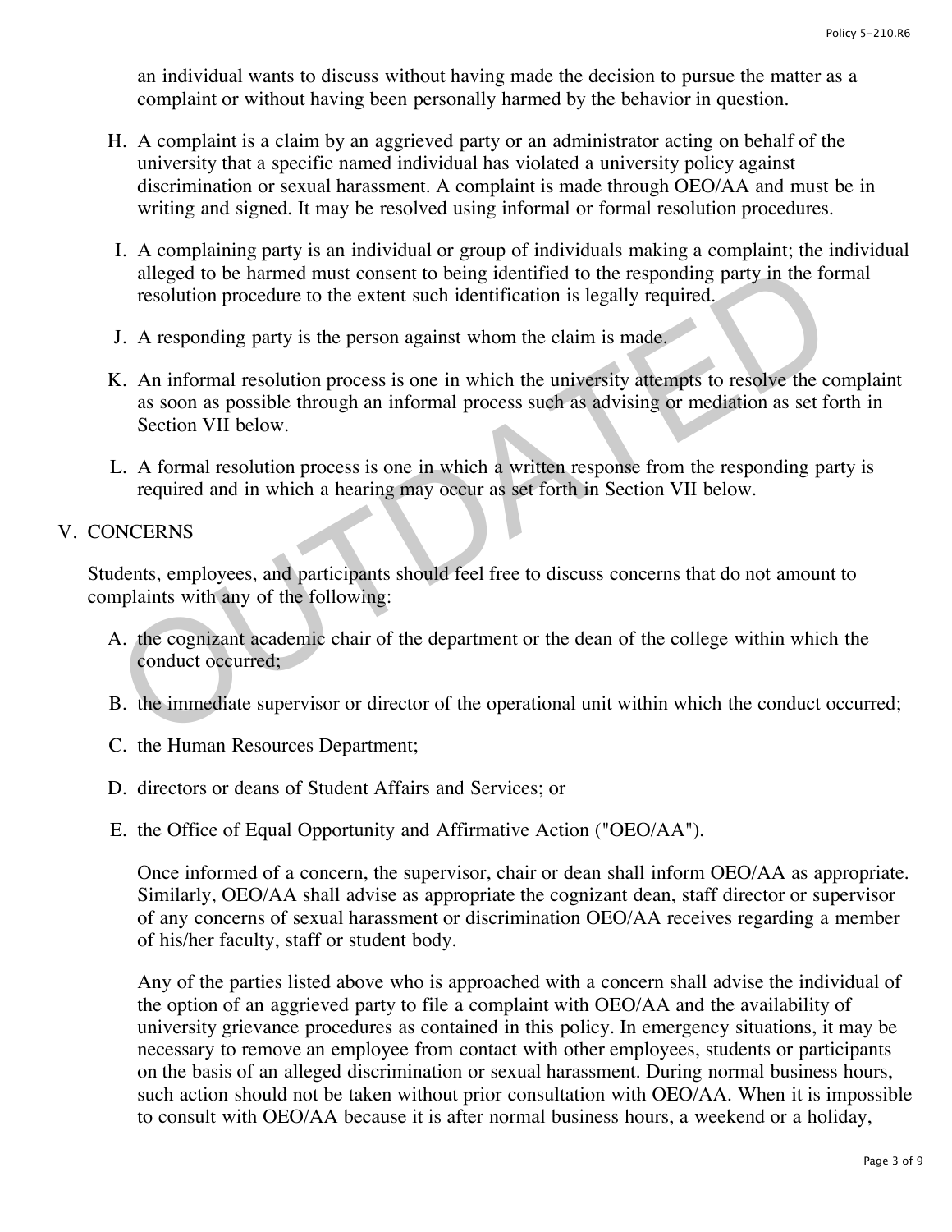an individual wants to discuss without having made the decision to pursue the matter as a complaint or without having been personally harmed by the behavior in question.

H. A complaint is a claim by an aggrieved party or an administrator acting on behalf of the university that a specific named individual has violated a university policy against discrimination or sexual harassment. A complaint is made through OEO/AA and must be in writing and signed. It may be resolved using informal or formal resolution procedures.

I. A complaining party is an individual or group of individuals making a complaint; the individual alleged to be harmed must consent to being identified to the responding party in the formal resolution procedure to the extent such identification is legally required.

J. A responding party is the person against whom the claim is made.

K. An informal resolution process is one in which the university attempts to resolve the complaint as soon as possible through an informal process such as advising or mediation as set forth in Section VII below.

L. A formal resolution process is one in which a written response from the responding party is required and in which a hearing may occur as set forth in Section VII below.

## V. CONCERNS

Students, employees, and participants should feel free to discuss concerns that do not amount to complaints with any of the following:

A. the cognizant academic chair of the department or the dean of the college within which the conduct occurred;

B. the immediate supervisor or director of the operational unit within which the conduct occurred;

C. the Human Resources Department;

D. directors or deans of Student Affairs and Services; or

E. the Office of Equal Opportunity and Affirmative Action ("OEO/AA").

Once informed of a concern, the supervisor, chair or dean shall inform OEO/AA as appropriate. Similarly, OEO/AA shall advise as appropriate the cognizant dean, staff director or supervisor of any concerns of sexual harassment or discrimination OEO/AA receives regarding a member of his/her faculty, staff or student body.

Any of the parties listed above who is approached with a concern shall advise the individual of the option of an aggrieved party to file a complaint with OEO/AA and the availability of university grievance procedures as contained in this policy. In emergency situations, it may be necessary to remove an employee from contact with other employees, students or participants on the basis of an alleged discrimination or sexual harassment. During normal business hours, such action should not be taken without prior consultation with OEO/AA. When it is impossible to consult with OEO/AA because it is after normal business hours, a weekend or a holiday,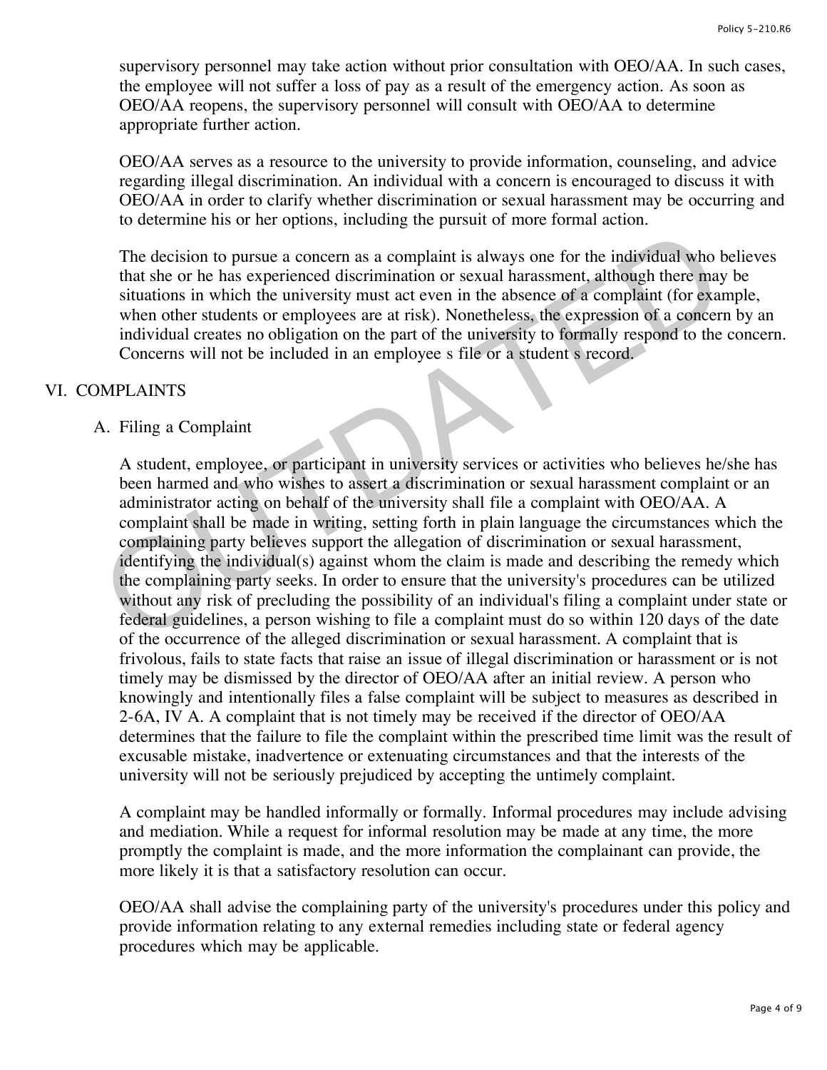supervisory personnel may take action without prior consultation with OEO/AA. In such cases, the employee will not suffer a loss of pay as a result of the emergency action. As soon as OEO/AA reopens, the supervisory personnel will consult with OEO/AA to determine appropriate further action.

OEO/AA serves as a resource to the university to provide information, counseling, and advice regarding illegal discrimination. An individual with a concern is encouraged to discuss it with OEO/AA in order to clarify whether discrimination or sexual harassment may be occurring and to determine his or her options, including the pursuit of more formal action.

The decision to pursue a concern as a complaint is always one for the individual who believes that she or he has experienced discrimination or sexual harassment, although there may be situations in which the university must act even in the absence of a complaint (for example, when other students or employees are at risk). Nonetheless, the expression of a concern by an individual creates no obligation on the part of the university to formally respond to the concern. Concerns will not be included in an employee s file or a student s record.

## VI. COMPLAINTS

### A. Filing a Complaint

A student, employee, or participant in university services or activities who believes he/she has been harmed and who wishes to assert a discrimination or sexual harassment complaint or an administrator acting on behalf of the university shall file a complaint with OEO/AA. A complaint shall be made in writing, setting forth in plain language the circumstances which the complaining party believes support the allegation of discrimination or sexual harassment, identifying the individual(s) against whom the claim is made and describing the remedy which the complaining party seeks. In order to ensure that the university's procedures can be utilized without any risk of precluding the possibility of an individual's filing a complaint under state or federal guidelines, a person wishing to file a complaint must do so within 120 days of the date of the occurrence of the alleged discrimination or sexual harassment. A complaint that is frivolous, fails to state facts that raise an issue of illegal discrimination or harassment or is not timely may be dismissed by the director of OEO/AA after an initial review. A person who knowingly and intentionally files a false complaint will be subject to measures as described in 2-6A, IV A. A complaint that is not timely may be received if the director of OEO/AA determines that the failure to file the complaint within the prescribed time limit was the result of excusable mistake, inadvertence or extenuating circumstances and that the interests of the university will not be seriously prejudiced by accepting the untimely complaint.

A complaint may be handled informally or formally. Informal procedures may include advising and mediation. While a request for informal resolution may be made at any time, the more promptly the complaint is made, and the more information the complainant can provide, the more likely it is that a satisfactory resolution can occur.

OEO/AA shall advise the complaining party of the university's procedures under this policy and provide information relating to any external remedies including state or federal agency procedures which may be applicable.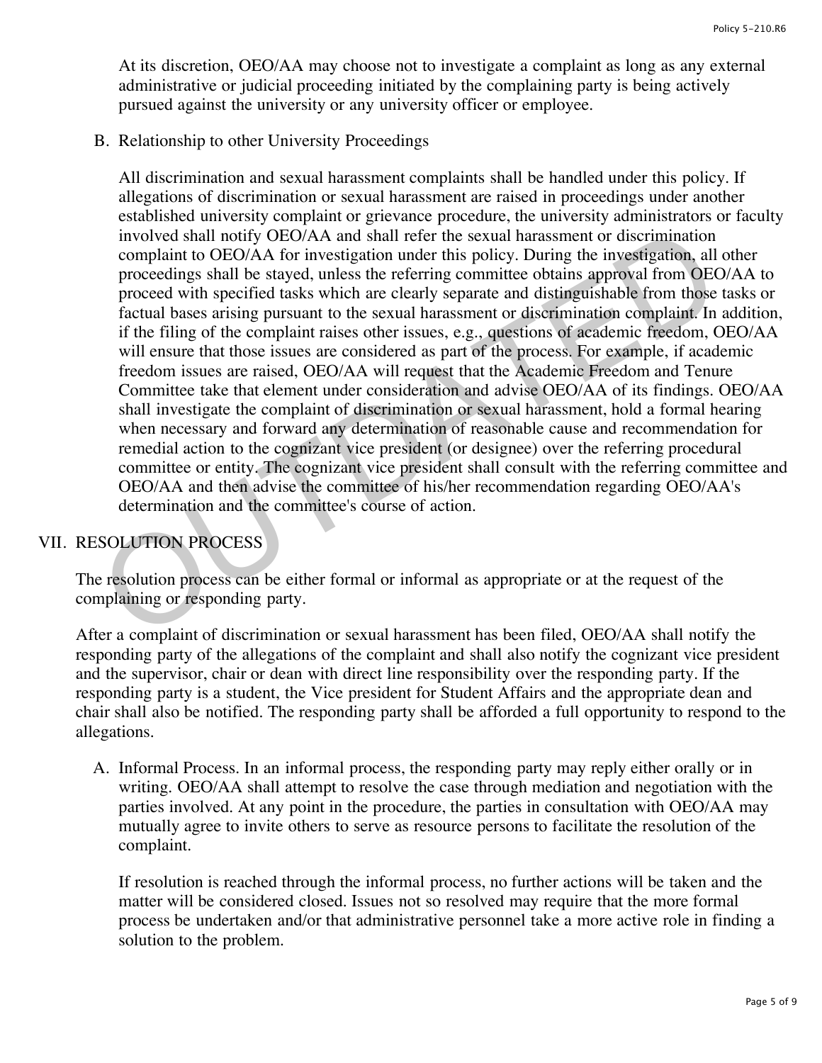At its discretion, OEO/AA may choose not to investigate a complaint as long as any external administrative or judicial proceeding initiated by the complaining party is being actively pursued against the university or any university officer or employee.

B. Relationship to other University Proceedings

All discrimination and sexual harassment complaints shall be handled under this policy. If allegations of discrimination or sexual harassment are raised in proceedings under another established university complaint or grievance procedure, the university administrators or faculty involved shall notify OEO/AA and shall refer the sexual harassment or discrimination complaint to OEO/AA for investigation under this policy. During the investigation, all other proceedings shall be stayed, unless the referring committee obtains approval from OEO/AA to proceed with specified tasks which are clearly separate and distinguishable from those tasks or factual bases arising pursuant to the sexual harassment or discrimination complaint. In addition, if the filing of the complaint raises other issues, e.g., questions of academic freedom, OEO/AA will ensure that those issues are considered as part of the process. For example, if academic freedom issues are raised, OEO/AA will request that the Academic Freedom and Tenure Committee take that element under consideration and advise OEO/AA of its findings. OEO/AA shall investigate the complaint of discrimination or sexual harassment, hold a formal hearing when necessary and forward any determination of reasonable cause and recommendation for remedial action to the cognizant vice president (or designee) over the referring procedural committee or entity. The cognizant vice president shall consult with the referring committee and OEO/AA and then advise the committee of his/her recommendation regarding OEO/AA's determination and the committee's course of action.

## VII. RESOLUTION PROCESS

The resolution process can be either formal or informal as appropriate or at the request of the complaining or responding party.

After a complaint of discrimination or sexual harassment has been filed, OEO/AA shall notify the responding party of the allegations of the complaint and shall also notify the cognizant vice president and the supervisor, chair or dean with direct line responsibility over the responding party. If the responding party is a student, the Vice president for Student Affairs and the appropriate dean and chair shall also be notified. The responding party shall be afforded a full opportunity to respond to the allegations.

A. Informal Process. In an informal process, the responding party may reply either orally or in writing. OEO/AA shall attempt to resolve the case through mediation and negotiation with the parties involved. At any point in the procedure, the parties in consultation with OEO/AA may mutually agree to invite others to serve as resource persons to facilitate the resolution of the complaint.

If resolution is reached through the informal process, no further actions will be taken and the matter will be considered closed. Issues not so resolved may require that the more formal process be undertaken and/or that administrative personnel take a more active role in finding a solution to the problem.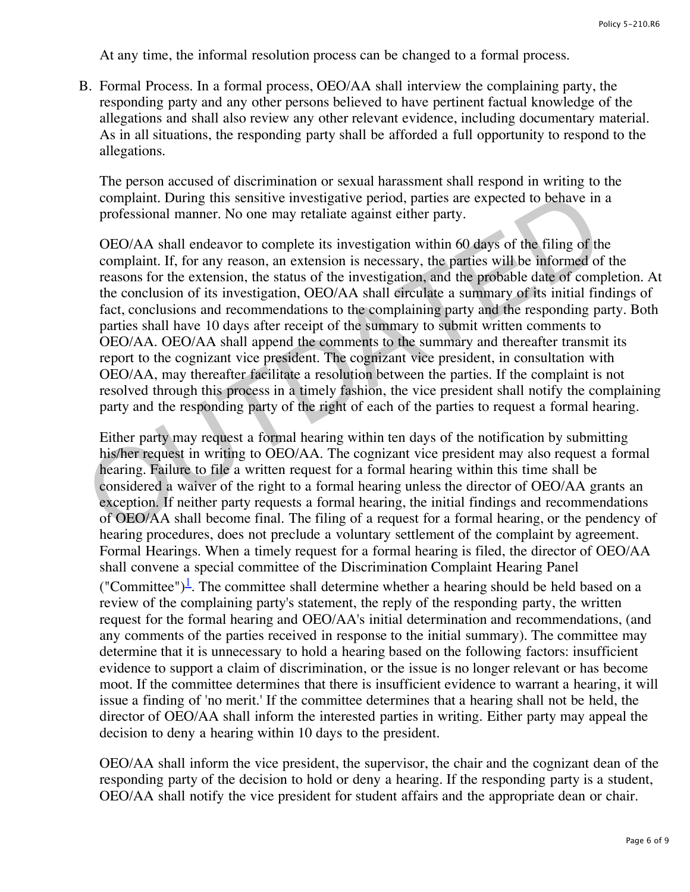At any time, the informal resolution process can be changed to a formal process.

B. Formal Process. In a formal process, OEO/AA shall interview the complaining party, the responding party and any other persons believed to have pertinent factual knowledge of the allegations and shall also review any other relevant evidence, including documentary material. As in all situations, the responding party shall be afforded a full opportunity to respond to the allegations.

   The person accused of discrimination or sexual harassment shall respond in writing to the complaint. During this sensitive investigative period, parties are expected to behave in a professional manner. No one may retaliate against either party.

   OEO/AA shall endeavor to complete its investigation within 60 days of the filing of the complaint. If, for any reason, an extension is necessary, the parties will be informed of the reasons for the extension, the status of the investigation, and the probable date of completion. At the conclusion of its investigation, OEO/AA shall circulate a summary of its initial findings of fact, conclusions and recommendations to the complaining party and the responding party. Both parties shall have 10 days after receipt of the summary to submit written comments to OEO/AA. OEO/AA shall append the comments to the summary and thereafter transmit its report to the cognizant vice president. The cognizant vice president, in consultation with OEO/AA, may thereafter facilitate a resolution between the parties. If the complaint is not resolved through this process in a timely fashion, the vice president shall notify the complaining party and the responding party of the right of each of the parties to request a formal hearing.

   Either party may request a formal hearing within ten days of the notification by submitting his/her request in writing to OEO/AA. The cognizant vice president may also request a formal hearing. Failure to file a written request for a formal hearing within this time shall be considered a waiver of the right to a formal hearing unless the director of OEO/AA grants an exception. If neither party requests a formal hearing, the initial findings and recommendations of OEO/AA shall become final. The filing of a request for a formal hearing, or the pendency of hearing procedures, does not preclude a voluntary settlement of the complaint by agreement. Formal Hearings. When a timely request for a formal hearing is filed, the director of OEO/AA shall convene a special committee of the Discrimination Complaint Hearing Panel ("Committee")[1]. The committee shall determine whether a hearing should be held based on a review of the complaining party's statement, the reply of the responding party, the written request for the formal hearing and OEO/AA's initial determination and recommendations, (and any comments of the parties received in response to the initial summary). The committee may determine that it is unnecessary to hold a hearing based on the following factors: insufficient evidence to support a claim of discrimination, or the issue is no longer relevant or has become moot. If the committee determines that there is insufficient evidence to warrant a hearing, it will issue a finding of 'no merit.' If the committee determines that a hearing shall not be held, the director of OEO/AA shall inform the interested parties in writing. Either party may appeal the decision to deny a hearing within 10 days to the president.

   OEO/AA shall inform the vice president, the supervisor, the chair and the cognizant dean of the responding party of the decision to hold or deny a hearing. If the responding party is a student, OEO/AA shall notify the vice president for student affairs and the appropriate dean or chair.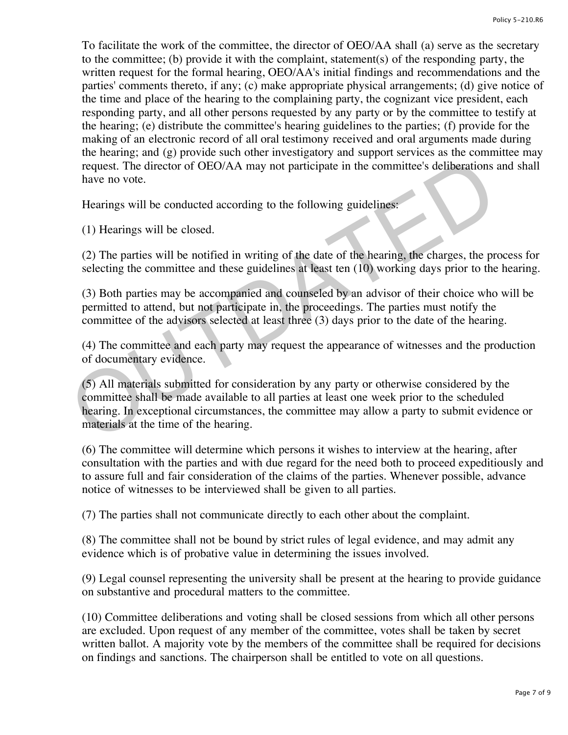To facilitate the work of the committee, the director of OEO/AA shall (a) serve as the secretary to the committee; (b) provide it with the complaint, statement(s) of the responding party, the written request for the formal hearing, OEO/AA's initial findings and recommendations and the parties' comments thereto, if any; (c) make appropriate physical arrangements; (d) give notice of the time and place of the hearing to the complaining party, the cognizant vice president, each responding party, and all other persons requested by any party or by the committee to testify at the hearing; (e) distribute the committee's hearing guidelines to the parties; (f) provide for the making of an electronic record of all oral testimony received and oral arguments made during the hearing; and (g) provide such other investigatory and support services as the committee may request. The director of OEO/AA may not participate in the committee's deliberations and shall have no vote.

Hearings will be conducted according to the following guidelines:

(1) Hearings will be closed.

(2) The parties will be notified in writing of the date of the hearing, the charges, the process for selecting the committee and these guidelines at least ten (10) working days prior to the hearing.

(3) Both parties may be accompanied and counseled by an advisor of their choice who will be permitted to attend, but not participate in, the proceedings. The parties must notify the committee of the advisors selected at least three (3) days prior to the date of the hearing.

(4) The committee and each party may request the appearance of witnesses and the production of documentary evidence.

(5) All materials submitted for consideration by any party or otherwise considered by the committee shall be made available to all parties at least one week prior to the scheduled hearing. In exceptional circumstances, the committee may allow a party to submit evidence or materials at the time of the hearing.

(6) The committee will determine which persons it wishes to interview at the hearing, after consultation with the parties and with due regard for the need both to proceed expeditiously and to assure full and fair consideration of the claims of the parties. Whenever possible, advance notice of witnesses to be interviewed shall be given to all parties.

(7) The parties shall not communicate directly to each other about the complaint.

(8) The committee shall not be bound by strict rules of legal evidence, and may admit any evidence which is of probative value in determining the issues involved.

(9) Legal counsel representing the university shall be present at the hearing to provide guidance on substantive and procedural matters to the committee.

(10) Committee deliberations and voting shall be closed sessions from which all other persons are excluded. Upon request of any member of the committee, votes shall be taken by secret written ballot. A majority vote by the members of the committee shall be required for decisions on findings and sanctions. The chairperson shall be entitled to vote on all questions.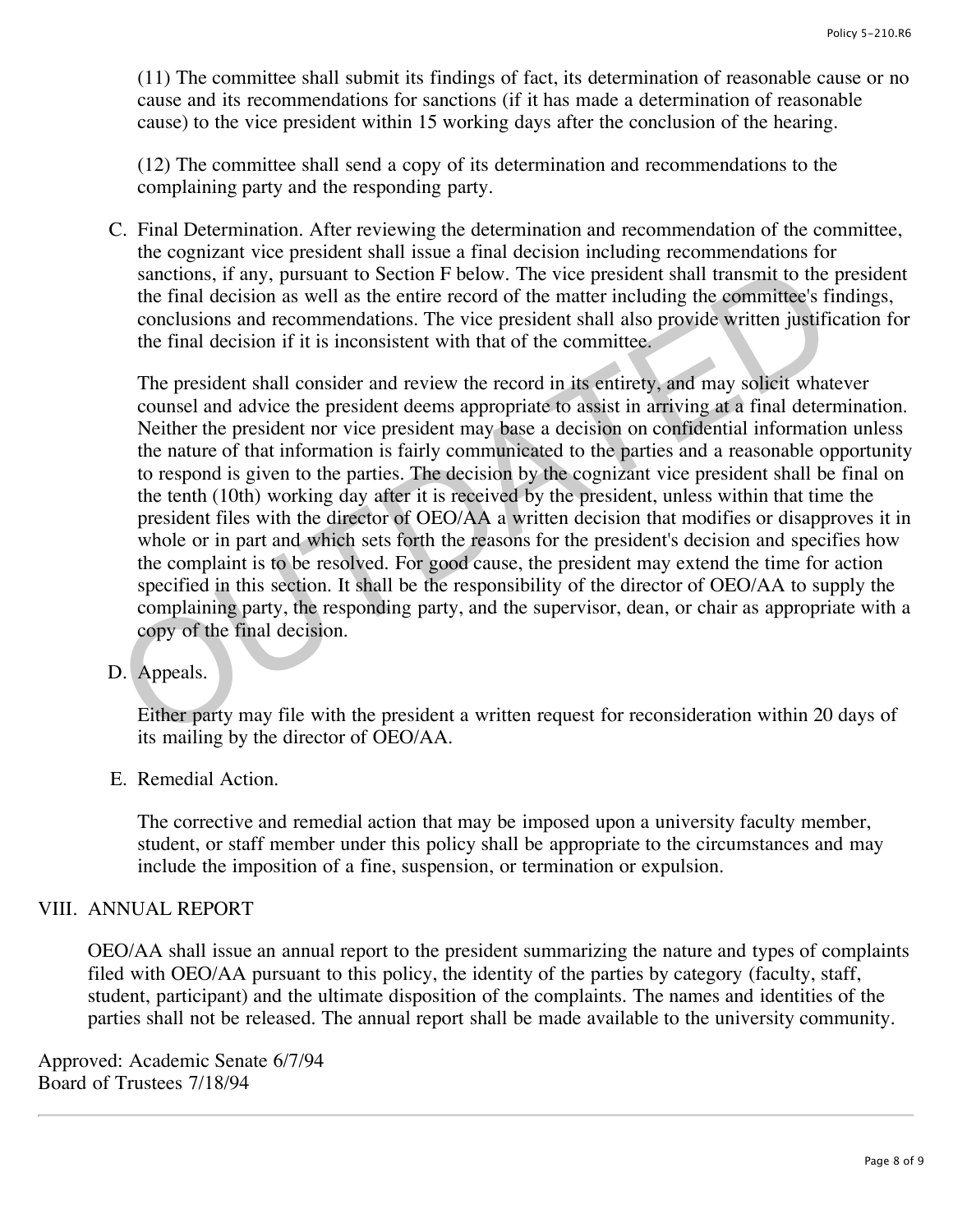(11) The committee shall submit its findings of fact, its determination of reasonable cause or no cause and its recommendations for sanctions (if it has made a determination of reasonable cause) to the vice president within 15 working days after the conclusion of the hearing.

(12) The committee shall send a copy of its determination and recommendations to the complaining party and the responding party.

C. Final Determination. After reviewing the determination and recommendation of the committee, the cognizant vice president shall issue a final decision including recommendations for sanctions, if any, pursuant to Section F below. The vice president shall transmit to the president the final decision as well as the entire record of the matter including the committee's findings, conclusions and recommendations. The vice president shall also provide written justification for the final decision if it is inconsistent with that of the committee.

   The president shall consider and review the record in its entirety, and may solicit whatever counsel and advice the president deems appropriate to assist in arriving at a final determination. Neither the president nor vice president may base a decision on confidential information unless the nature of that information is fairly communicated to the parties and a reasonable opportunity to respond is given to the parties. The decision by the cognizant vice president shall be final on the tenth (10th) working day after it is received by the president, unless within that time the president files with the director of OEO/AA a written decision that modifies or disapproves it in whole or in part and which sets forth the reasons for the president's decision and specifies how the complaint is to be resolved. For good cause, the president may extend the time for action specified in this section. It shall be the responsibility of the director of OEO/AA to supply the complaining party, the responding party, and the supervisor, dean, or chair as appropriate with a copy of the final decision.

D. Appeals.

   Either party may file with the president a written request for reconsideration within 20 days of its mailing by the director of OEO/AA.

E. Remedial Action.

   The corrective and remedial action that may be imposed upon a university faculty member, student, or staff member under this policy shall be appropriate to the circumstances and may include the imposition of a fine, suspension, or termination or expulsion.

## VIII. ANNUAL REPORT

OEO/AA shall issue an annual report to the president summarizing the nature and types of complaints filed with OEO/AA pursuant to this policy, the identity of the parties by category (faculty, staff, student, participant) and the ultimate disposition of the complaints. The names and identities of the parties shall not be released. The annual report shall be made available to the university community.

Approved: Academic Senate 6/7/94
Board of Trustees 7/18/94

---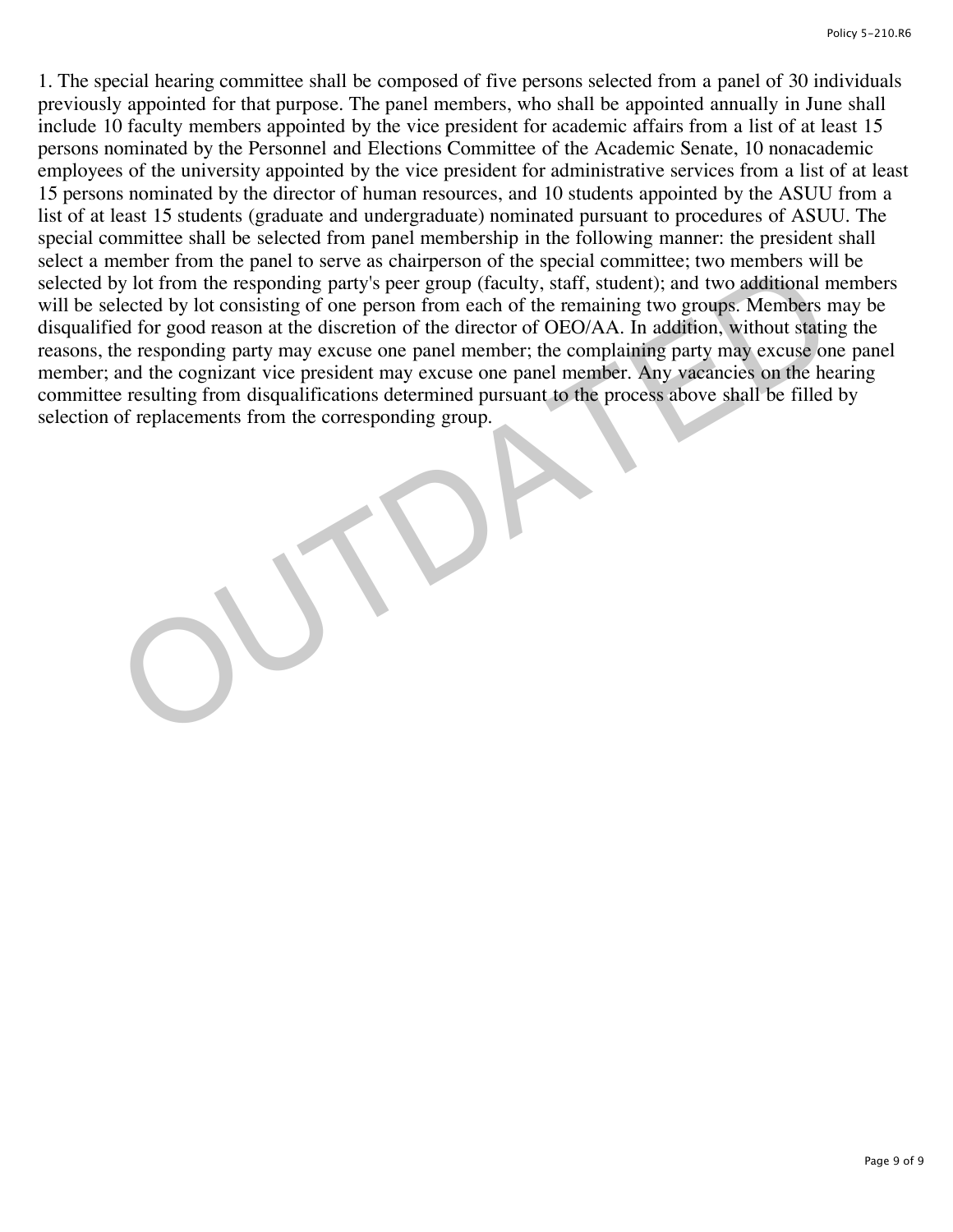1. The special hearing committee shall be composed of five persons selected from a panel of 30 individuals previously appointed for that purpose. The panel members, who shall be appointed annually in June shall include 10 faculty members appointed by the vice president for academic affairs from a list of at least 15 persons nominated by the Personnel and Elections Committee of the Academic Senate, 10 nonacademic employees of the university appointed by the vice president for administrative services from a list of at least 15 persons nominated by the director of human resources, and 10 students appointed by the ASUU from a list of at least 15 students (graduate and undergraduate) nominated pursuant to procedures of ASUU. The special committee shall be selected from panel membership in the following manner: the president shall select a member from the panel to serve as chairperson of the special committee; two members will be selected by lot from the responding party's peer group (faculty, staff, student); and two additional members will be selected by lot consisting of one person from each of the remaining two groups. Members may be disqualified for good reason at the discretion of the director of OEO/AA. In addition, without stating the reasons, the responding party may excuse one panel member; the complaining party may excuse one panel member; and the cognizant vice president may excuse one panel member. Any vacancies on the hearing committee resulting from disqualifications determined pursuant to the process above shall be filled by selection of replacements from the corresponding group.